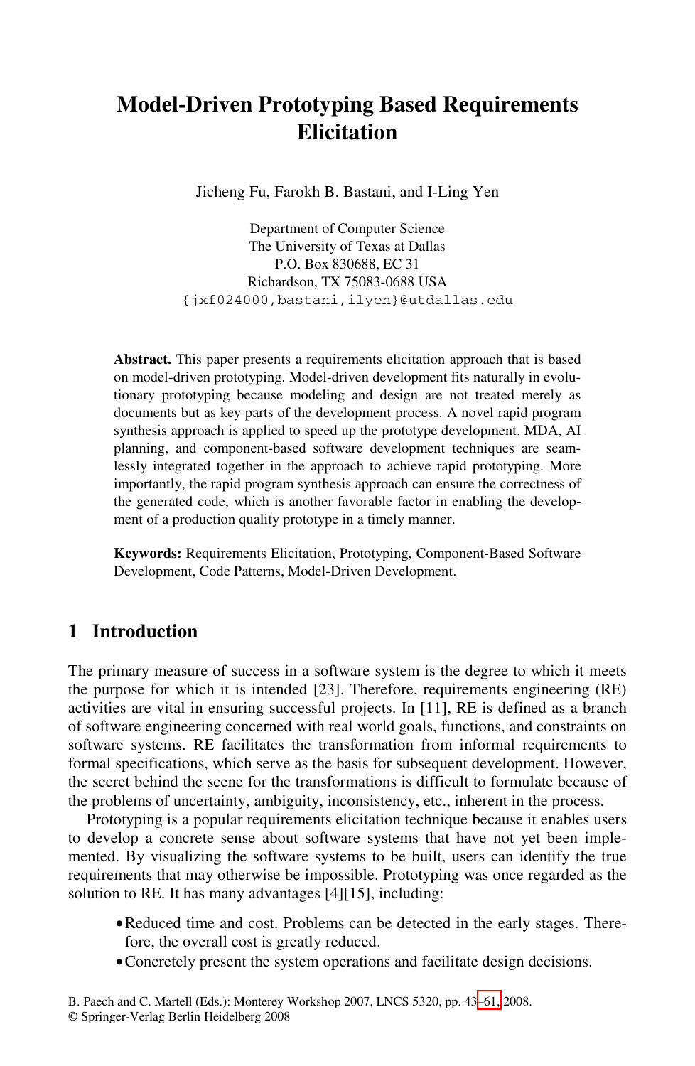# Model-Driven Prototyping Based Requirements Elicitation

Jicheng Fu, Farokh B. Bastani, and I-Ling Yen

Department of Computer Science  
The University of Texas at Dallas  
P.O. Box 830688, EC 31  
Richardson, TX 75083-0688 USA  
{jxf024000,bastani,ilyen}@utdallas.edu

**Abstract.** This paper presents a requirements elicitation approach that is based on model-driven prototyping. Model-driven development fits naturally in evolutionary prototyping because modeling and design are not treated merely as documents but as key parts of the development process. A novel rapid program synthesis approach is applied to speed up the prototype development. MDA, AI planning, and component-based software development techniques are seamlessly integrated together in the approach to achieve rapid prototyping. More importantly, the rapid program synthesis approach can ensure the correctness of the generated code, which is another favorable factor in enabling the development of a production quality prototype in a timely manner.

**Keywords:** Requirements Elicitation, Prototyping, Component-Based Software Development, Code Patterns, Model-Driven Development.

## 1 Introduction

The primary measure of success in a software system is the degree to which it meets the purpose for which it is intended [23]. Therefore, requirements engineering (RE) activities are vital in ensuring successful projects. In [11], RE is defined as a branch of software engineering concerned with real world goals, functions, and constraints on software systems. RE facilitates the transformation from informal requirements to formal specifications, which serve as the basis for subsequent development. However, the secret behind the scene for the transformations is difficult to formulate because of the problems of uncertainty, ambiguity, inconsistency, etc., inherent in the process.

Prototyping is a popular requirements elicitation technique because it enables users to develop a concrete sense about software systems that have not yet been implemented. By visualizing the software systems to be built, users can identify the true requirements that may otherwise be impossible. Prototyping was once regarded as the solution to RE. It has many advantages [4][15], including:

- Reduced time and cost. Problems can be detected in the early stages. Therefore, the overall cost is greatly reduced.
- Concretely present the system operations and facilitate design decisions.

B. Paech and C. Martell (Eds.): Monterey Workshop 2007, LNCS 5320, pp. 43–61, 2008.  
© Springer-Verlag Berlin Heidelberg 2008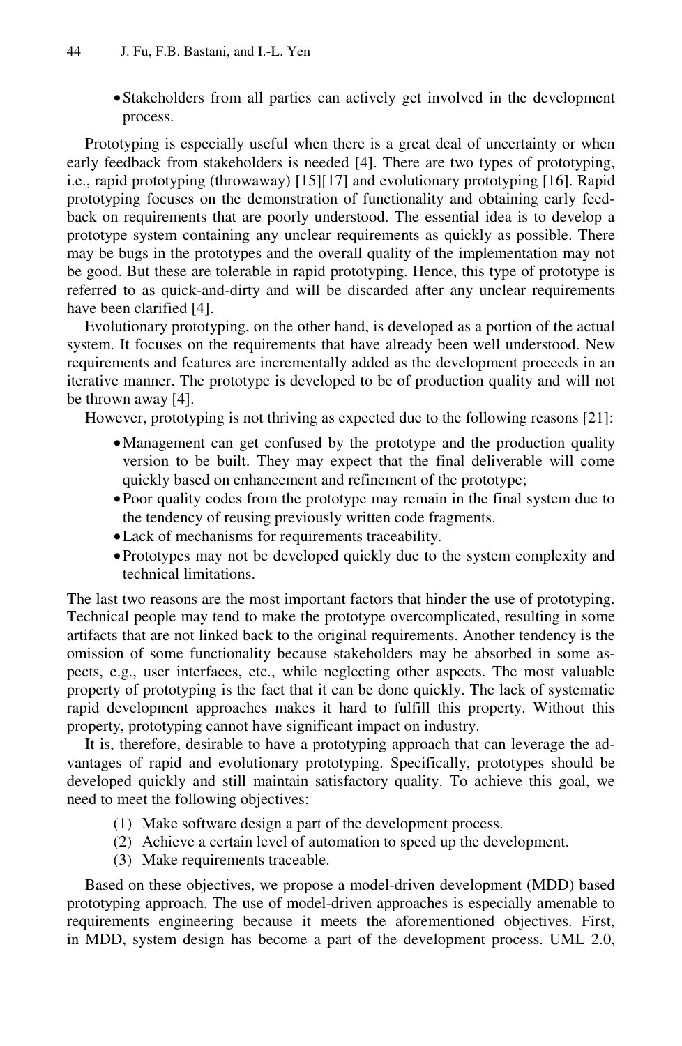- Stakeholders from all parties can actively get involved in the development process.

Prototyping is especially useful when there is a great deal of uncertainty or when early feedback from stakeholders is needed [4]. There are two types of prototyping, i.e., rapid prototyping (throwaway) [15][17] and evolutionary prototyping [16]. Rapid prototyping focuses on the demonstration of functionality and obtaining early feedback on requirements that are poorly understood. The essential idea is to develop a prototype system containing any unclear requirements as quickly as possible. There may be bugs in the prototypes and the overall quality of the implementation may not be good. But these are tolerable in rapid prototyping. Hence, this type of prototype is referred to as quick-and-dirty and will be discarded after any unclear requirements have been clarified [4].

Evolutionary prototyping, on the other hand, is developed as a portion of the actual system. It focuses on the requirements that have already been well understood. New requirements and features are incrementally added as the development proceeds in an iterative manner. The prototype is developed to be of production quality and will not be thrown away [4].

However, prototyping is not thriving as expected due to the following reasons [21]:

- Management can get confused by the prototype and the production quality version to be built. They may expect that the final deliverable will come quickly based on enhancement and refinement of the prototype;
- Poor quality codes from the prototype may remain in the final system due to the tendency of reusing previously written code fragments.
- Lack of mechanisms for requirements traceability.
- Prototypes may not be developed quickly due to the system complexity and technical limitations.

The last two reasons are the most important factors that hinder the use of prototyping. Technical people may tend to make the prototype overcomplicated, resulting in some artifacts that are not linked back to the original requirements. Another tendency is the omission of some functionality because stakeholders may be absorbed in some aspects, e.g., user interfaces, etc., while neglecting other aspects. The most valuable property of prototyping is the fact that it can be done quickly. The lack of systematic rapid development approaches makes it hard to fulfill this property. Without this property, prototyping cannot have significant impact on industry.

It is, therefore, desirable to have a prototyping approach that can leverage the advantages of rapid and evolutionary prototyping. Specifically, prototypes should be developed quickly and still maintain satisfactory quality. To achieve this goal, we need to meet the following objectives:

1. Make software design a part of the development process.
2. Achieve a certain level of automation to speed up the development.
3. Make requirements traceable.

Based on these objectives, we propose a model-driven development (MDD) based prototyping approach. The use of model-driven approaches is especially amenable to requirements engineering because it meets the aforementioned objectives. First, in MDD, system design has become a part of the development process. UML 2.0,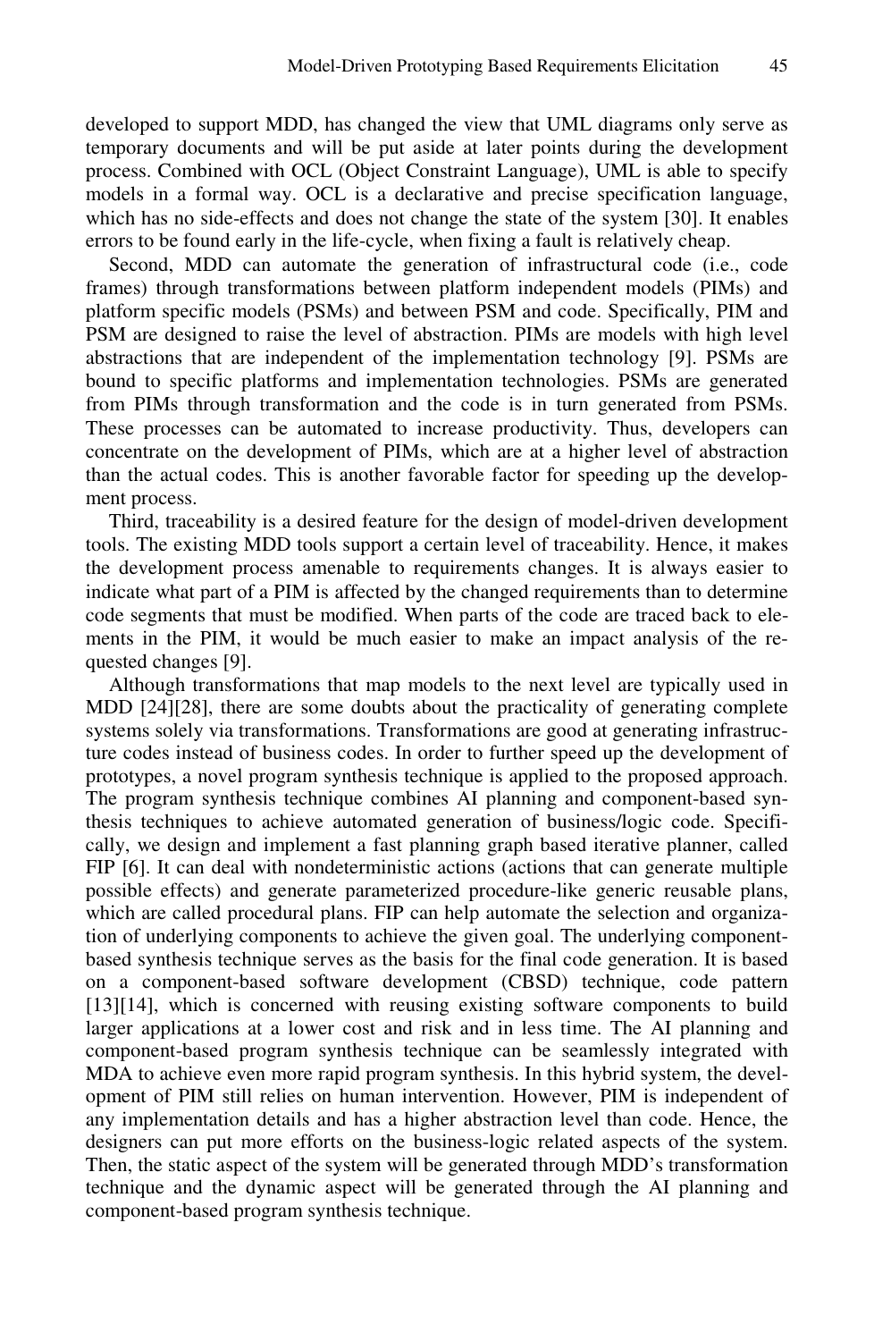developed to support MDD, has changed the view that UML diagrams only serve as temporary documents and will be put aside at later points during the development process. Combined with OCL (Object Constraint Language), UML is able to specify models in a formal way. OCL is a declarative and precise specification language, which has no side-effects and does not change the state of the system [30]. It enables errors to be found early in the life-cycle, when fixing a fault is relatively cheap.

Second, MDD can automate the generation of infrastructural code (i.e., code frames) through transformations between platform independent models (PIMs) and platform specific models (PSMs) and between PSM and code. Specifically, PIM and PSM are designed to raise the level of abstraction. PIMs are models with high level abstractions that are independent of the implementation technology [9]. PSMs are bound to specific platforms and implementation technologies. PSMs are generated from PIMs through transformation and the code is in turn generated from PSMs. These processes can be automated to increase productivity. Thus, developers can concentrate on the development of PIMs, which are at a higher level of abstraction than the actual codes. This is another favorable factor for speeding up the development process.

Third, traceability is a desired feature for the design of model-driven development tools. The existing MDD tools support a certain level of traceability. Hence, it makes the development process amenable to requirements changes. It is always easier to indicate what part of a PIM is affected by the changed requirements than to determine code segments that must be modified. When parts of the code are traced back to elements in the PIM, it would be much easier to make an impact analysis of the requested changes [9].

Although transformations that map models to the next level are typically used in MDD [24][28], there are some doubts about the practicality of generating complete systems solely via transformations. Transformations are good at generating infrastructure codes instead of business codes. In order to further speed up the development of prototypes, a novel program synthesis technique is applied to the proposed approach. The program synthesis technique combines AI planning and component-based synthesis techniques to achieve automated generation of business/logic code. Specifically, we design and implement a fast planning graph based iterative planner, called FIP [6]. It can deal with nondeterministic actions (actions that can generate multiple possible effects) and generate parameterized procedure-like generic reusable plans, which are called procedural plans. FIP can help automate the selection and organization of underlying components to achieve the given goal. The underlying component-based synthesis technique serves as the basis for the final code generation. It is based on a component-based software development (CBSD) technique, code pattern [13][14], which is concerned with reusing existing software components to build larger applications at a lower cost and risk and in less time. The AI planning and component-based program synthesis technique can be seamlessly integrated with MDA to achieve even more rapid program synthesis. In this hybrid system, the development of PIM still relies on human intervention. However, PIM is independent of any implementation details and has a higher abstraction level than code. Hence, the designers can put more efforts on the business-logic related aspects of the system. Then, the static aspect of the system will be generated through MDD's transformation technique and the dynamic aspect will be generated through the AI planning and component-based program synthesis technique.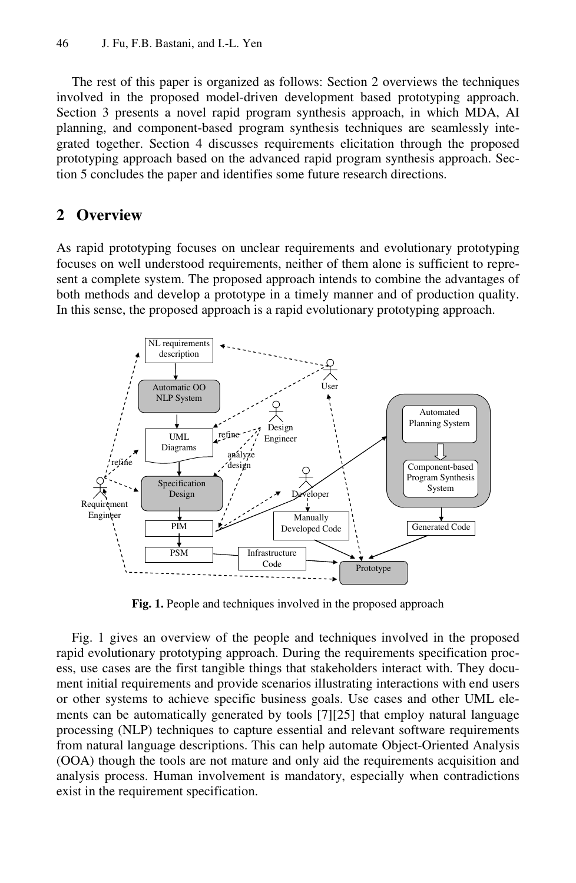The rest of this paper is organized as follows: Section 2 overviews the techniques involved in the proposed model-driven development based prototyping approach. Section 3 presents a novel rapid program synthesis approach, in which MDA, AI planning, and component-based program synthesis techniques are seamlessly integrated together. Section 4 discusses requirements elicitation through the proposed prototyping approach based on the advanced rapid program synthesis approach. Section 5 concludes the paper and identifies some future research directions.

## 2 Overview

As rapid prototyping focuses on unclear requirements and evolutionary prototyping focuses on well understood requirements, neither of them alone is sufficient to represent a complete system. The proposed approach intends to combine the advantages of both methods and develop a prototype in a timely manner and of production quality. In this sense, the proposed approach is a rapid evolutionary prototyping approach.

**Fig. 1.** People and techniques involved in the proposed approach

Fig. 1 gives an overview of the people and techniques involved in the proposed rapid evolutionary prototyping approach. During the requirements specification process, use cases are the first tangible things that stakeholders interact with. They document initial requirements and provide scenarios illustrating interactions with end users or other systems to achieve specific business goals. Use cases and other UML elements can be automatically generated by tools [7][25] that employ natural language processing (NLP) techniques to capture essential and relevant software requirements from natural language descriptions. This can help automate Object-Oriented Analysis (OOA) though the tools are not mature and only aid the requirements acquisition and analysis process. Human involvement is mandatory, especially when contradictions exist in the requirement specification.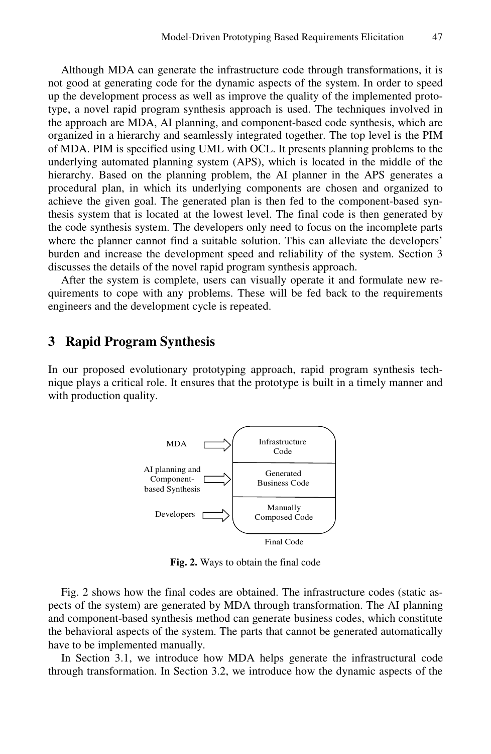Although MDA can generate the infrastructure code through transformations, it is not good at generating code for the dynamic aspects of the system. In order to speed up the development process as well as improve the quality of the implemented prototype, a novel rapid program synthesis approach is used. The techniques involved in the approach are MDA, AI planning, and component-based code synthesis, which are organized in a hierarchy and seamlessly integrated together. The top level is the PIM of MDA. PIM is specified using UML with OCL. It presents planning problems to the underlying automated planning system (APS), which is located in the middle of the hierarchy. Based on the planning problem, the AI planner in the APS generates a procedural plan, in which its underlying components are chosen and organized to achieve the given goal. The generated plan is then fed to the component-based synthesis system that is located at the lowest level. The final code is then generated by the code synthesis system. The developers only need to focus on the incomplete parts where the planner cannot find a suitable solution. This can alleviate the developers' burden and increase the development speed and reliability of the system. Section 3 discusses the details of the novel rapid program synthesis approach.

After the system is complete, users can visually operate it and formulate new requirements to cope with any problems. These will be fed back to the requirements engineers and the development cycle is repeated.

## 3 Rapid Program Synthesis

In our proposed evolutionary prototyping approach, rapid program synthesis technique plays a critical role. It ensures that the prototype is built in a timely manner and with production quality.

| Source | | Final Code |
| --- | --- | --- |
| MDA | ⇨ | Infrastructure Code |
| AI planning and Component-based Synthesis | ⇨ | Generated Business Code |
| Developers | ⇨ | Manually Composed Code |

**Fig. 2.** Ways to obtain the final code

Fig. 2 shows how the final codes are obtained. The infrastructure codes (static aspects of the system) are generated by MDA through transformation. The AI planning and component-based synthesis method can generate business codes, which constitute the behavioral aspects of the system. The parts that cannot be generated automatically have to be implemented manually.

In Section 3.1, we introduce how MDA helps generate the infrastructural code through transformation. In Section 3.2, we introduce how the dynamic aspects of the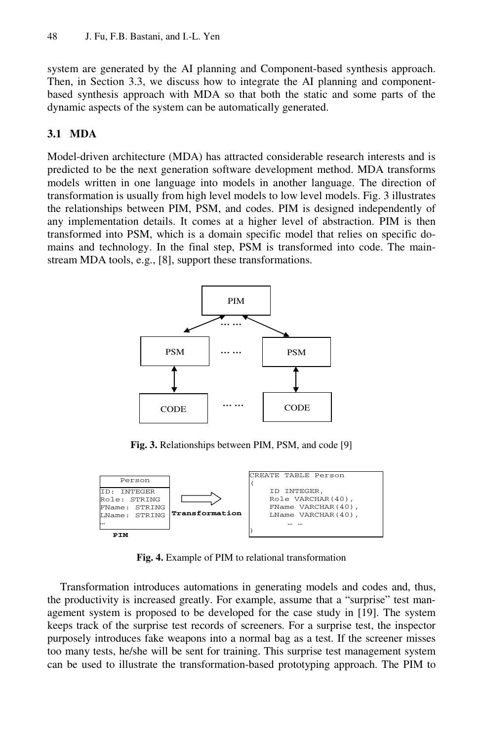system are generated by the AI planning and Component-based synthesis approach. Then, in Section 3.3, we discuss how to integrate the AI planning and component-based synthesis approach with MDA so that both the static and some parts of the dynamic aspects of the system can be automatically generated.

### 3.1 MDA

Model-driven architecture (MDA) has attracted considerable research interests and is predicted to be the next generation software development method. MDA transforms models written in one language into models in another language. The direction of transformation is usually from high level models to low level models. Fig. 3 illustrates the relationships between PIM, PSM, and codes. PIM is designed independently of any implementation details. It comes at a higher level of abstraction. PIM is then transformed into PSM, which is a domain specific model that relies on specific domains and technology. In the final step, PSM is transformed into code. The mainstream MDA tools, e.g., [8], support these transformations.

**Fig. 3.** Relationships between PIM, PSM, and code [9]

```
Person
ID: INTEGER
Role: STRING
FName: STRING
LName: STRING
…
PIM
```

**Transformation**

```
CREATE TABLE Person
(
    ID INTEGER,
    Role VARCHAR(40),
    FName VARCHAR(40),
    LName VARCHAR(40),
       … …
)
```

**Fig. 4.** Example of PIM to relational transformation

Transformation introduces automations in generating models and codes and, thus, the productivity is increased greatly. For example, assume that a "surprise" test management system is proposed to be developed for the case study in [19]. The system keeps track of the surprise test records of screeners. For a surprise test, the inspector purposely introduces fake weapons into a normal bag as a test. If the screener misses too many tests, he/she will be sent for training. This surprise test management system can be used to illustrate the transformation-based prototyping approach. The PIM to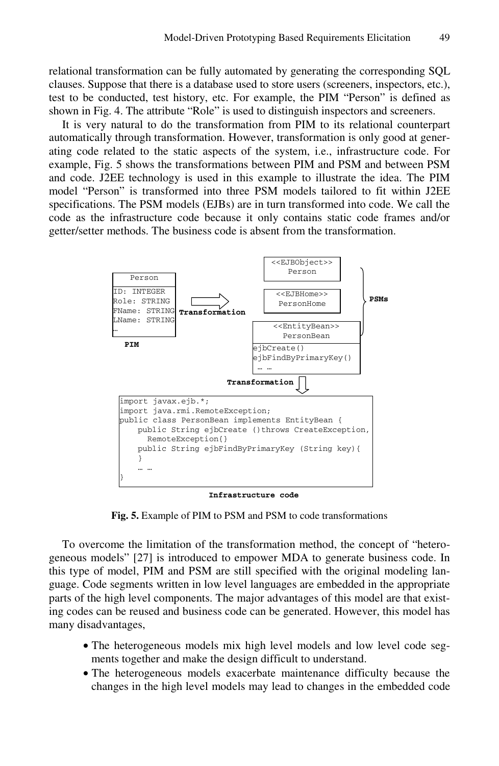relational transformation can be fully automated by generating the corresponding SQL clauses. Suppose that there is a database used to store users (screeners, inspectors, etc.), test to be conducted, test history, etc. For example, the PIM "Person" is defined as shown in Fig. 4. The attribute "Role" is used to distinguish inspectors and screeners.

It is very natural to do the transformation from PIM to its relational counterpart automatically through transformation. However, transformation is only good at generating code related to the static aspects of the system, i.e., infrastructure code. For example, Fig. 5 shows the transformations between PIM and PSM and between PSM and code. J2EE technology is used in this example to illustrate the idea. The PIM model "Person" is transformed into three PSM models tailored to fit within J2EE specifications. The PSM models (EJBs) are in turn transformed into code. We call the code as the infrastructure code because it only contains static code frames and/or getter/setter methods. The business code is absent from the transformation.

```
Person
ID: INTEGER
Role: STRING
FName: STRING
LName: STRING
…
```

**PIM** — **Transformation** →

**PSMs**:

```
<<EJBObject>>
Person
```

```
<<EJBHome>>
PersonHome
```

```
<<EntityBean>>
PersonBean
ejbCreate()
ejbFindByPrimaryKey()
… …
```

**Transformation** ↓

```
import javax.ejb.*;
import java.rmi.RemoteException;
public class PersonBean implements EntityBean {
    public String ejbCreate ()throws CreateException,
      RemoteException{}
    public String ejbFindByPrimaryKey (String key){
    }
    … …
}
```

**Infrastructure code**

**Fig. 5.** Example of PIM to PSM and PSM to code transformations

To overcome the limitation of the transformation method, the concept of "heterogeneous models" [27] is introduced to empower MDA to generate business code. In this type of model, PIM and PSM are still specified with the original modeling language. Code segments written in low level languages are embedded in the appropriate parts of the high level components. The major advantages of this model are that existing codes can be reused and business code can be generated. However, this model has many disadvantages,

- The heterogeneous models mix high level models and low level code segments together and make the design difficult to understand.
- The heterogeneous models exacerbate maintenance difficulty because the changes in the high level models may lead to changes in the embedded code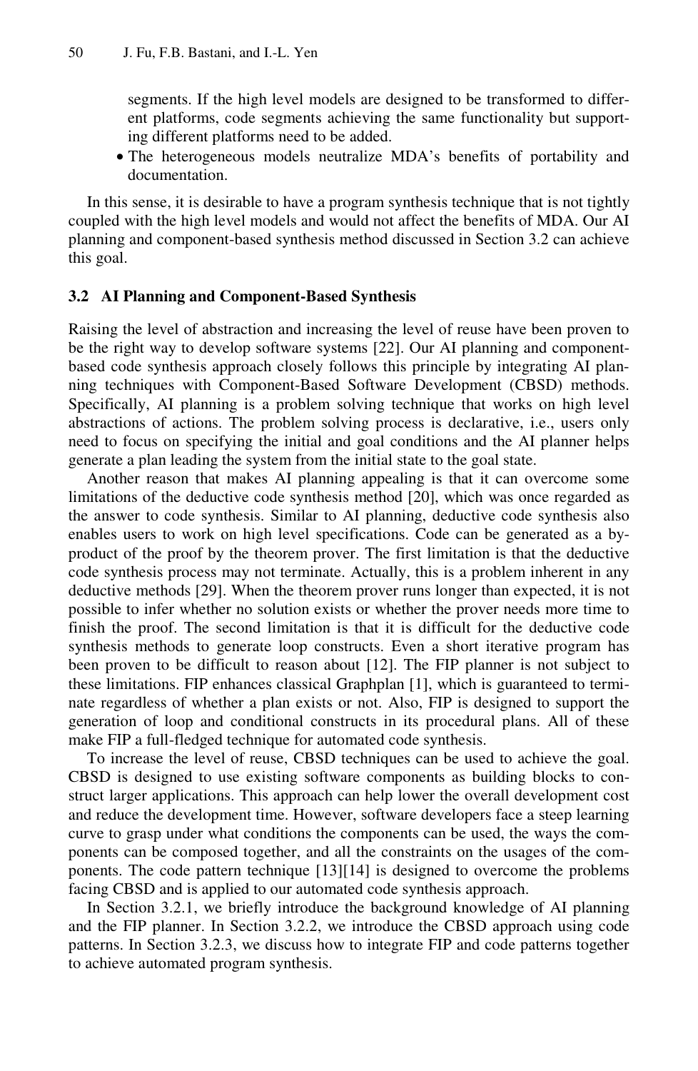segments. If the high level models are designed to be transformed to different platforms, code segments achieving the same functionality but supporting different platforms need to be added.

- The heterogeneous models neutralize MDA's benefits of portability and documentation.

In this sense, it is desirable to have a program synthesis technique that is not tightly coupled with the high level models and would not affect the benefits of MDA. Our AI planning and component-based synthesis method discussed in Section 3.2 can achieve this goal.

### 3.2 AI Planning and Component-Based Synthesis

Raising the level of abstraction and increasing the level of reuse have been proven to be the right way to develop software systems [22]. Our AI planning and component-based code synthesis approach closely follows this principle by integrating AI planning techniques with Component-Based Software Development (CBSD) methods. Specifically, AI planning is a problem solving technique that works on high level abstractions of actions. The problem solving process is declarative, i.e., users only need to focus on specifying the initial and goal conditions and the AI planner helps generate a plan leading the system from the initial state to the goal state.

Another reason that makes AI planning appealing is that it can overcome some limitations of the deductive code synthesis method [20], which was once regarded as the answer to code synthesis. Similar to AI planning, deductive code synthesis also enables users to work on high level specifications. Code can be generated as a by-product of the proof by the theorem prover. The first limitation is that the deductive code synthesis process may not terminate. Actually, this is a problem inherent in any deductive methods [29]. When the theorem prover runs longer than expected, it is not possible to infer whether no solution exists or whether the prover needs more time to finish the proof. The second limitation is that it is difficult for the deductive code synthesis methods to generate loop constructs. Even a short iterative program has been proven to be difficult to reason about [12]. The FIP planner is not subject to these limitations. FIP enhances classical Graphplan [1], which is guaranteed to terminate regardless of whether a plan exists or not. Also, FIP is designed to support the generation of loop and conditional constructs in its procedural plans. All of these make FIP a full-fledged technique for automated code synthesis.

To increase the level of reuse, CBSD techniques can be used to achieve the goal. CBSD is designed to use existing software components as building blocks to construct larger applications. This approach can help lower the overall development cost and reduce the development time. However, software developers face a steep learning curve to grasp under what conditions the components can be used, the ways the components can be composed together, and all the constraints on the usages of the components. The code pattern technique [13][14] is designed to overcome the problems facing CBSD and is applied to our automated code synthesis approach.

In Section 3.2.1, we briefly introduce the background knowledge of AI planning and the FIP planner. In Section 3.2.2, we introduce the CBSD approach using code patterns. In Section 3.2.3, we discuss how to integrate FIP and code patterns together to achieve automated program synthesis.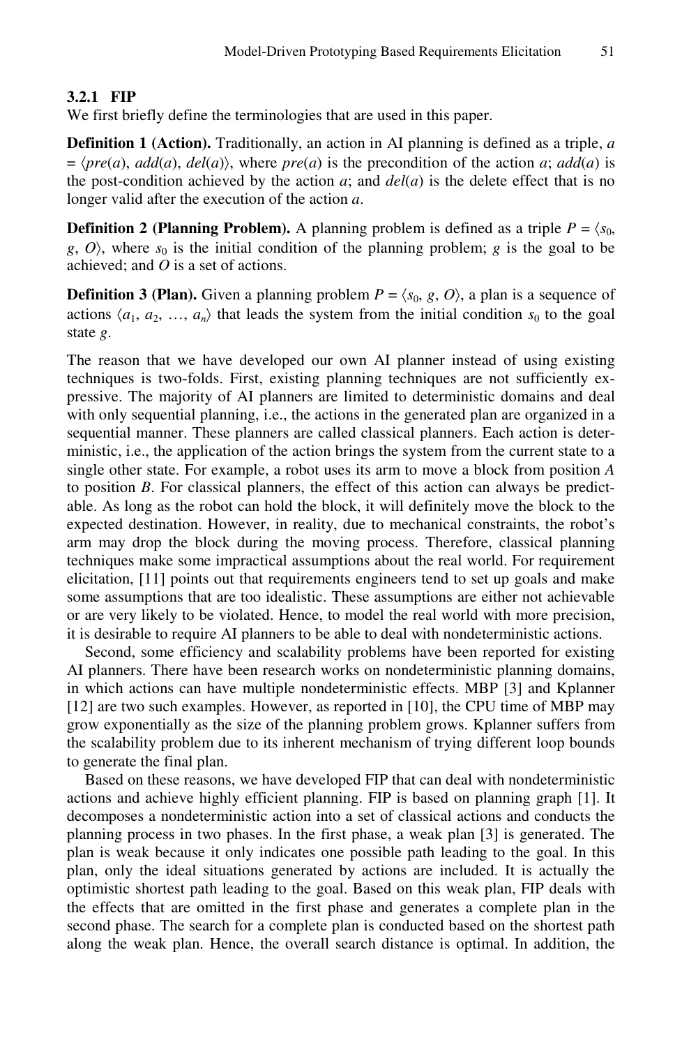#### 3.2.1 FIP

We first briefly define the terminologies that are used in this paper.

**Definition 1 (Action).** Traditionally, an action in AI planning is defined as a triple, $a = \langle pre(a), add(a), del(a) \rangle$, where $pre(a)$ is the precondition of the action $a$; $add(a)$ is the post-condition achieved by the action $a$; and $del(a)$ is the delete effect that is no longer valid after the execution of the action $a$.

**Definition 2 (Planning Problem).** A planning problem is defined as a triple $P = \langle s_0, g, O \rangle$, where $s_0$ is the initial condition of the planning problem; $g$ is the goal to be achieved; and $O$ is a set of actions.

**Definition 3 (Plan).** Given a planning problem $P = \langle s_0, g, O \rangle$, a plan is a sequence of actions $\langle a_1, a_2, \ldots, a_n \rangle$ that leads the system from the initial condition $s_0$ to the goal state $g$.

The reason that we have developed our own AI planner instead of using existing techniques is two-folds. First, existing planning techniques are not sufficiently expressive. The majority of AI planners are limited to deterministic domains and deal with only sequential planning, i.e., the actions in the generated plan are organized in a sequential manner. These planners are called classical planners. Each action is deterministic, i.e., the application of the action brings the system from the current state to a single other state. For example, a robot uses its arm to move a block from position *A* to position *B*. For classical planners, the effect of this action can always be predictable. As long as the robot can hold the block, it will definitely move the block to the expected destination. However, in reality, due to mechanical constraints, the robot's arm may drop the block during the moving process. Therefore, classical planning techniques make some impractical assumptions about the real world. For requirement elicitation, [11] points out that requirements engineers tend to set up goals and make some assumptions that are too idealistic. These assumptions are either not achievable or are very likely to be violated. Hence, to model the real world with more precision, it is desirable to require AI planners to be able to deal with nondeterministic actions.

Second, some efficiency and scalability problems have been reported for existing AI planners. There have been research works on nondeterministic planning domains, in which actions can have multiple nondeterministic effects. MBP [3] and Kplanner [12] are two such examples. However, as reported in [10], the CPU time of MBP may grow exponentially as the size of the planning problem grows. Kplanner suffers from the scalability problem due to its inherent mechanism of trying different loop bounds to generate the final plan.

Based on these reasons, we have developed FIP that can deal with nondeterministic actions and achieve highly efficient planning. FIP is based on planning graph [1]. It decomposes a nondeterministic action into a set of classical actions and conducts the planning process in two phases. In the first phase, a weak plan [3] is generated. The plan is weak because it only indicates one possible path leading to the goal. In this plan, only the ideal situations generated by actions are included. It is actually the optimistic shortest path leading to the goal. Based on this weak plan, FIP deals with the effects that are omitted in the first phase and generates a complete plan in the second phase. The search for a complete plan is conducted based on the shortest path along the weak plan. Hence, the overall search distance is optimal. In addition, the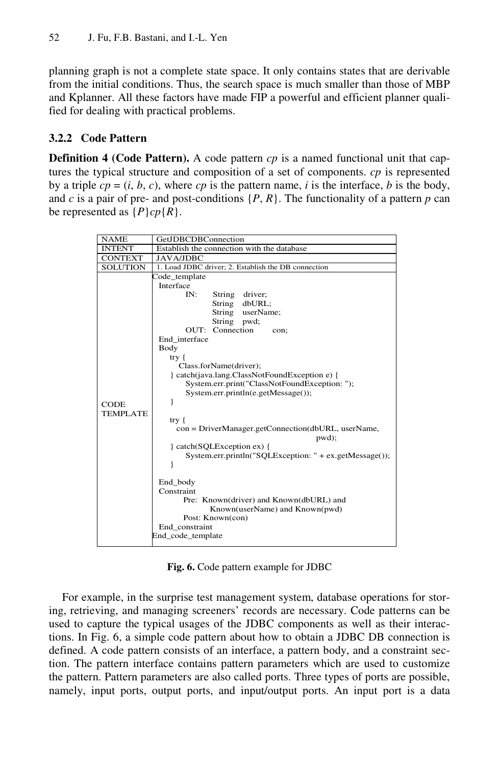planning graph is not a complete state space. It only contains states that are derivable from the initial conditions. Thus, the search space is much smaller than those of MBP and Kplanner. All these factors have made FIP a powerful and efficient planner qualified for dealing with practical problems.

### 3.2.2 Code Pattern

**Definition 4 (Code Pattern).** A code pattern *cp* is a named functional unit that captures the typical structure and composition of a set of components. *cp* is represented by a triple $cp = (i, b, c)$, where *cp* is the pattern name, *i* is the interface, *b* is the body, and *c* is a pair of pre- and post-conditions $\{P, R\}$. The functionality of a pattern *p* can be represented as $\{P\}cp\{R\}$.

| NAME | GetJDBCDBConnection |
|---|---|
| INTENT | Establish the connection with the database |
| CONTEXT | JAVA/JDBC |
| SOLUTION | 1. Load JDBC driver; 2. Establish the DB connection |
| CODE TEMPLATE | (see code below) |

```
Code_template
  Interface
          IN:     String   driver;
                  String   dbURL;
                  String   userName;
                  String   pwd;
          OUT:  Connection      con;
  End_interface
  Body
     try {
        Class.forName(driver);
     } catch(java.lang.ClassNotFoundException e) {
          System.err.print("ClassNotFoundException: ");
          System.err.println(e.getMessage());
     }

     try {
       con = DriverManager.getConnection(dbURL, userName,
                                                   pwd);
     } catch(SQLException ex) {
          System.err.println("SQLException: " + ex.getMessage());
     }

  End_body
  Constraint
         Pre:  Known(driver) and Known(dbURL) and
                  Known(userName) and Known(pwd)
         Post: Known(con)
  End_constraint
End_code_template
```

**Fig. 6.** Code pattern example for JDBC

For example, in the surprise test management system, database operations for storing, retrieving, and managing screeners' records are necessary. Code patterns can be used to capture the typical usages of the JDBC components as well as their interactions. In Fig. 6, a simple code pattern about how to obtain a JDBC DB connection is defined. A code pattern consists of an interface, a pattern body, and a constraint section. The pattern interface contains pattern parameters which are used to customize the pattern. Pattern parameters are also called ports. Three types of ports are possible, namely, input ports, output ports, and input/output ports. An input port is a data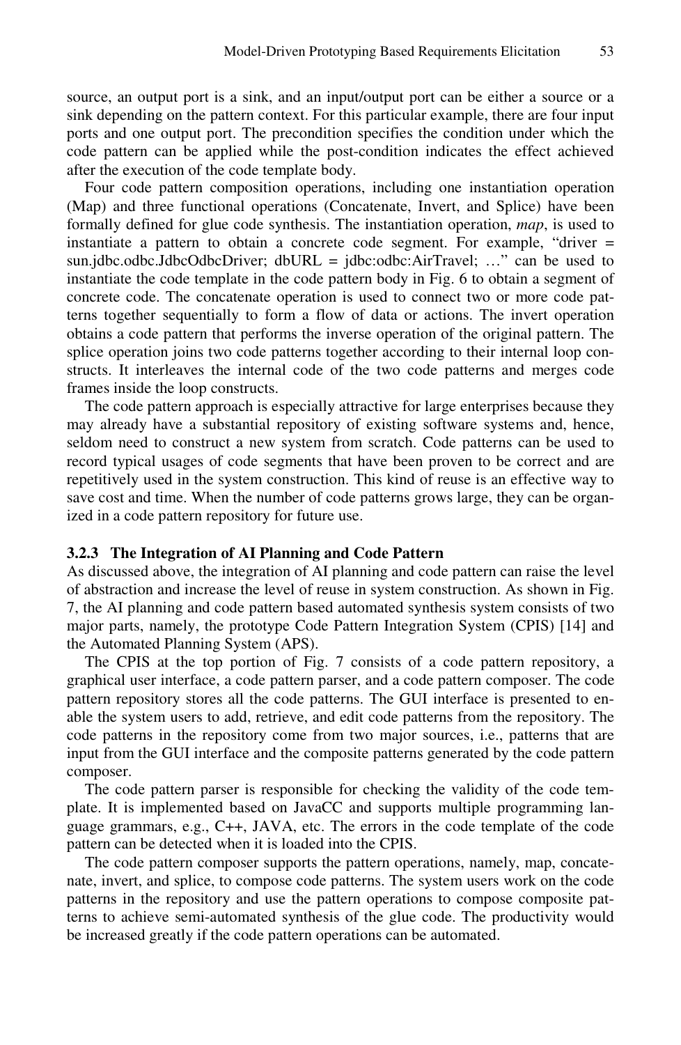source, an output port is a sink, and an input/output port can be either a source or a sink depending on the pattern context. For this particular example, there are four input ports and one output port. The precondition specifies the condition under which the code pattern can be applied while the post-condition indicates the effect achieved after the execution of the code template body.

Four code pattern composition operations, including one instantiation operation (Map) and three functional operations (Concatenate, Invert, and Splice) have been formally defined for glue code synthesis. The instantiation operation, *map*, is used to instantiate a pattern to obtain a concrete code segment. For example, "driver = sun.jdbc.odbc.JdbcOdbcDriver; dbURL = jdbc:odbc:AirTravel; …" can be used to instantiate the code template in the code pattern body in Fig. 6 to obtain a segment of concrete code. The concatenate operation is used to connect two or more code patterns together sequentially to form a flow of data or actions. The invert operation obtains a code pattern that performs the inverse operation of the original pattern. The splice operation joins two code patterns together according to their internal loop constructs. It interleaves the internal code of the two code patterns and merges code frames inside the loop constructs.

The code pattern approach is especially attractive for large enterprises because they may already have a substantial repository of existing software systems and, hence, seldom need to construct a new system from scratch. Code patterns can be used to record typical usages of code segments that have been proven to be correct and are repetitively used in the system construction. This kind of reuse is an effective way to save cost and time. When the number of code patterns grows large, they can be organized in a code pattern repository for future use.

### 3.2.3 The Integration of AI Planning and Code Pattern

As discussed above, the integration of AI planning and code pattern can raise the level of abstraction and increase the level of reuse in system construction. As shown in Fig. 7, the AI planning and code pattern based automated synthesis system consists of two major parts, namely, the prototype Code Pattern Integration System (CPIS) [14] and the Automated Planning System (APS).

The CPIS at the top portion of Fig. 7 consists of a code pattern repository, a graphical user interface, a code pattern parser, and a code pattern composer. The code pattern repository stores all the code patterns. The GUI interface is presented to enable the system users to add, retrieve, and edit code patterns from the repository. The code patterns in the repository come from two major sources, i.e., patterns that are input from the GUI interface and the composite patterns generated by the code pattern composer.

The code pattern parser is responsible for checking the validity of the code template. It is implemented based on JavaCC and supports multiple programming language grammars, e.g., C++, JAVA, etc. The errors in the code template of the code pattern can be detected when it is loaded into the CPIS.

The code pattern composer supports the pattern operations, namely, map, concatenate, invert, and splice, to compose code patterns. The system users work on the code patterns in the repository and use the pattern operations to compose composite patterns to achieve semi-automated synthesis of the glue code. The productivity would be increased greatly if the code pattern operations can be automated.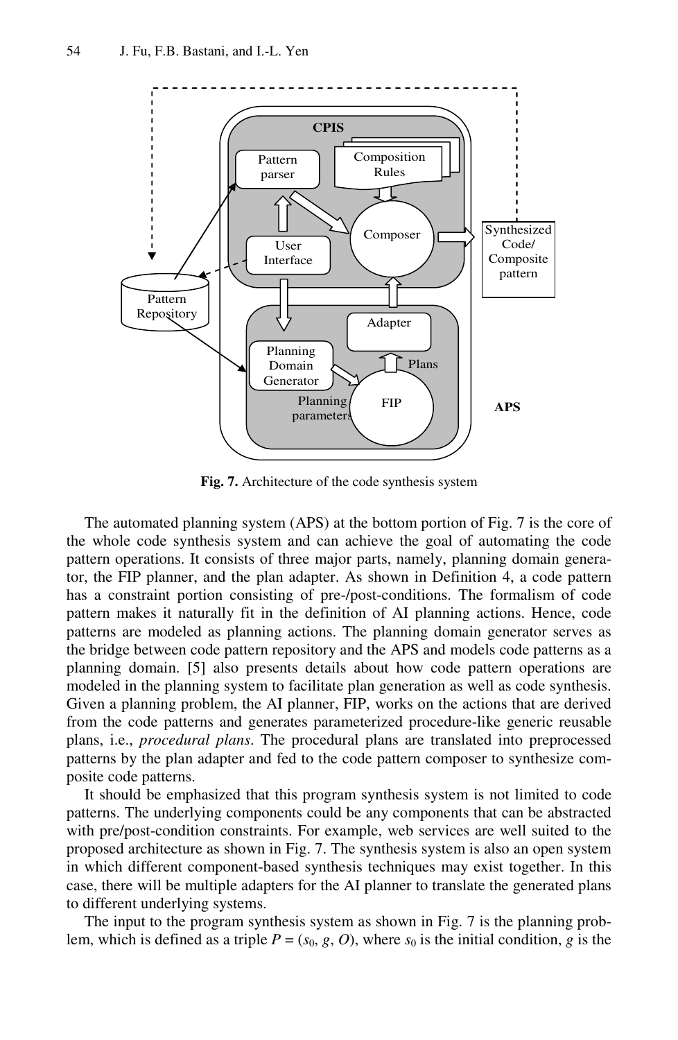**Fig. 7.** Architecture of the code synthesis system

The automated planning system (APS) at the bottom portion of Fig. 7 is the core of the whole code synthesis system and can achieve the goal of automating the code pattern operations. It consists of three major parts, namely, planning domain generator, the FIP planner, and the plan adapter. As shown in Definition 4, a code pattern has a constraint portion consisting of pre-/post-conditions. The formalism of code pattern makes it naturally fit in the definition of AI planning actions. Hence, code patterns are modeled as planning actions. The planning domain generator serves as the bridge between code pattern repository and the APS and models code patterns as a planning domain. [5] also presents details about how code pattern operations are modeled in the planning system to facilitate plan generation as well as code synthesis. Given a planning problem, the AI planner, FIP, works on the actions that are derived from the code patterns and generates parameterized procedure-like generic reusable plans, i.e., *procedural plans*. The procedural plans are translated into preprocessed patterns by the plan adapter and fed to the code pattern composer to synthesize composite code patterns.

It should be emphasized that this program synthesis system is not limited to code patterns. The underlying components could be any components that can be abstracted with pre/post-condition constraints. For example, web services are well suited to the proposed architecture as shown in Fig. 7. The synthesis system is also an open system in which different component-based synthesis techniques may exist together. In this case, there will be multiple adapters for the AI planner to translate the generated plans to different underlying systems.

The input to the program synthesis system as shown in Fig. 7 is the planning problem, which is defined as a triple $P = (s_0, g, O)$, where $s_0$ is the initial condition, $g$ is the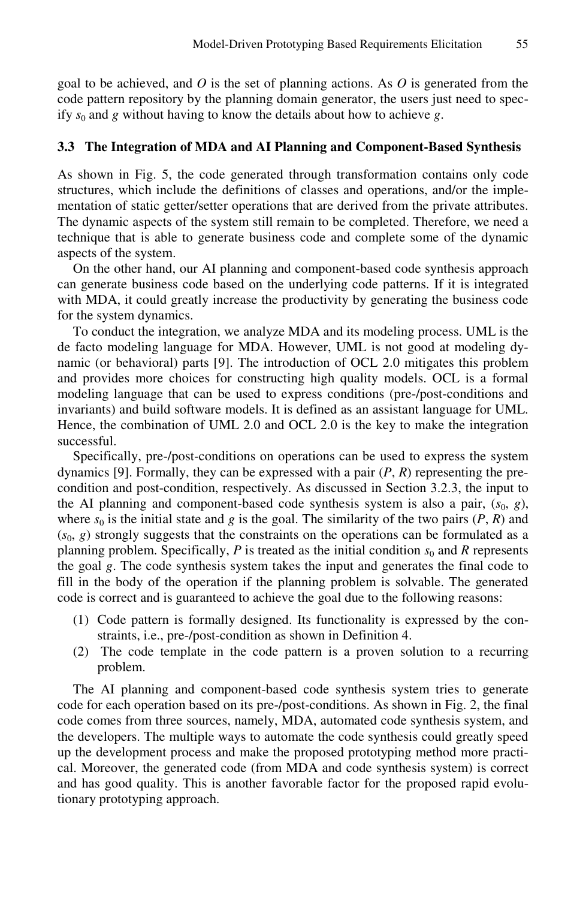goal to be achieved, and $O$ is the set of planning actions. As $O$ is generated from the code pattern repository by the planning domain generator, the users just need to specify $s_0$ and $g$ without having to know the details about how to achieve $g$.

### 3.3 The Integration of MDA and AI Planning and Component-Based Synthesis

As shown in Fig. 5, the code generated through transformation contains only code structures, which include the definitions of classes and operations, and/or the implementation of static getter/setter operations that are derived from the private attributes. The dynamic aspects of the system still remain to be completed. Therefore, we need a technique that is able to generate business code and complete some of the dynamic aspects of the system.

On the other hand, our AI planning and component-based code synthesis approach can generate business code based on the underlying code patterns. If it is integrated with MDA, it could greatly increase the productivity by generating the business code for the system dynamics.

To conduct the integration, we analyze MDA and its modeling process. UML is the de facto modeling language for MDA. However, UML is not good at modeling dynamic (or behavioral) parts [9]. The introduction of OCL 2.0 mitigates this problem and provides more choices for constructing high quality models. OCL is a formal modeling language that can be used to express conditions (pre-/post-conditions and invariants) and build software models. It is defined as an assistant language for UML. Hence, the combination of UML 2.0 and OCL 2.0 is the key to make the integration successful.

Specifically, pre-/post-conditions on operations can be used to express the system dynamics [9]. Formally, they can be expressed with a pair ($P$, $R$) representing the precondition and post-condition, respectively. As discussed in Section 3.2.3, the input to the AI planning and component-based code synthesis system is also a pair, ($s_0$, $g$), where $s_0$ is the initial state and $g$ is the goal. The similarity of the two pairs ($P$, $R$) and ($s_0$, $g$) strongly suggests that the constraints on the operations can be formulated as a planning problem. Specifically, $P$ is treated as the initial condition $s_0$ and $R$ represents the goal $g$. The code synthesis system takes the input and generates the final code to fill in the body of the operation if the planning problem is solvable. The generated code is correct and is guaranteed to achieve the goal due to the following reasons:

1. Code pattern is formally designed. Its functionality is expressed by the constraints, i.e., pre-/post-condition as shown in Definition 4.
2. The code template in the code pattern is a proven solution to a recurring problem.

The AI planning and component-based code synthesis system tries to generate code for each operation based on its pre-/post-conditions. As shown in Fig. 2, the final code comes from three sources, namely, MDA, automated code synthesis system, and the developers. The multiple ways to automate the code synthesis could greatly speed up the development process and make the proposed prototyping method more practical. Moreover, the generated code (from MDA and code synthesis system) is correct and has good quality. This is another favorable factor for the proposed rapid evolutionary prototyping approach.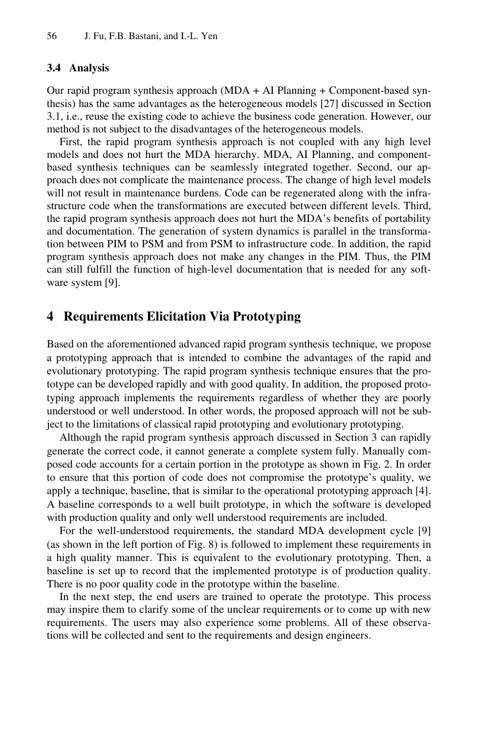### 3.4 Analysis

Our rapid program synthesis approach (MDA + AI Planning + Component-based synthesis) has the same advantages as the heterogeneous models [27] discussed in Section 3.1, i.e., reuse the existing code to achieve the business code generation. However, our method is not subject to the disadvantages of the heterogeneous models.

First, the rapid program synthesis approach is not coupled with any high level models and does not hurt the MDA hierarchy. MDA, AI Planning, and component-based synthesis techniques can be seamlessly integrated together. Second, our approach does not complicate the maintenance process. The change of high level models will not result in maintenance burdens. Code can be regenerated along with the infrastructure code when the transformations are executed between different levels. Third, the rapid program synthesis approach does not hurt the MDA's benefits of portability and documentation. The generation of system dynamics is parallel in the transformation between PIM to PSM and from PSM to infrastructure code. In addition, the rapid program synthesis approach does not make any changes in the PIM. Thus, the PIM can still fulfill the function of high-level documentation that is needed for any software system [9].

## 4 Requirements Elicitation Via Prototyping

Based on the aforementioned advanced rapid program synthesis technique, we propose a prototyping approach that is intended to combine the advantages of the rapid and evolutionary prototyping. The rapid program synthesis technique ensures that the prototype can be developed rapidly and with good quality. In addition, the proposed prototyping approach implements the requirements regardless of whether they are poorly understood or well understood. In other words, the proposed approach will not be subject to the limitations of classical rapid prototyping and evolutionary prototyping.

Although the rapid program synthesis approach discussed in Section 3 can rapidly generate the correct code, it cannot generate a complete system fully. Manually composed code accounts for a certain portion in the prototype as shown in Fig. 2. In order to ensure that this portion of code does not compromise the prototype's quality, we apply a technique, baseline, that is similar to the operational prototyping approach [4]. A baseline corresponds to a well built prototype, in which the software is developed with production quality and only well understood requirements are included.

For the well-understood requirements, the standard MDA development cycle [9] (as shown in the left portion of Fig. 8) is followed to implement these requirements in a high quality manner. This is equivalent to the evolutionary prototyping. Then, a baseline is set up to record that the implemented prototype is of production quality. There is no poor quality code in the prototype within the baseline.

In the next step, the end users are trained to operate the prototype. This process may inspire them to clarify some of the unclear requirements or to come up with new requirements. The users may also experience some problems. All of these observations will be collected and sent to the requirements and design engineers.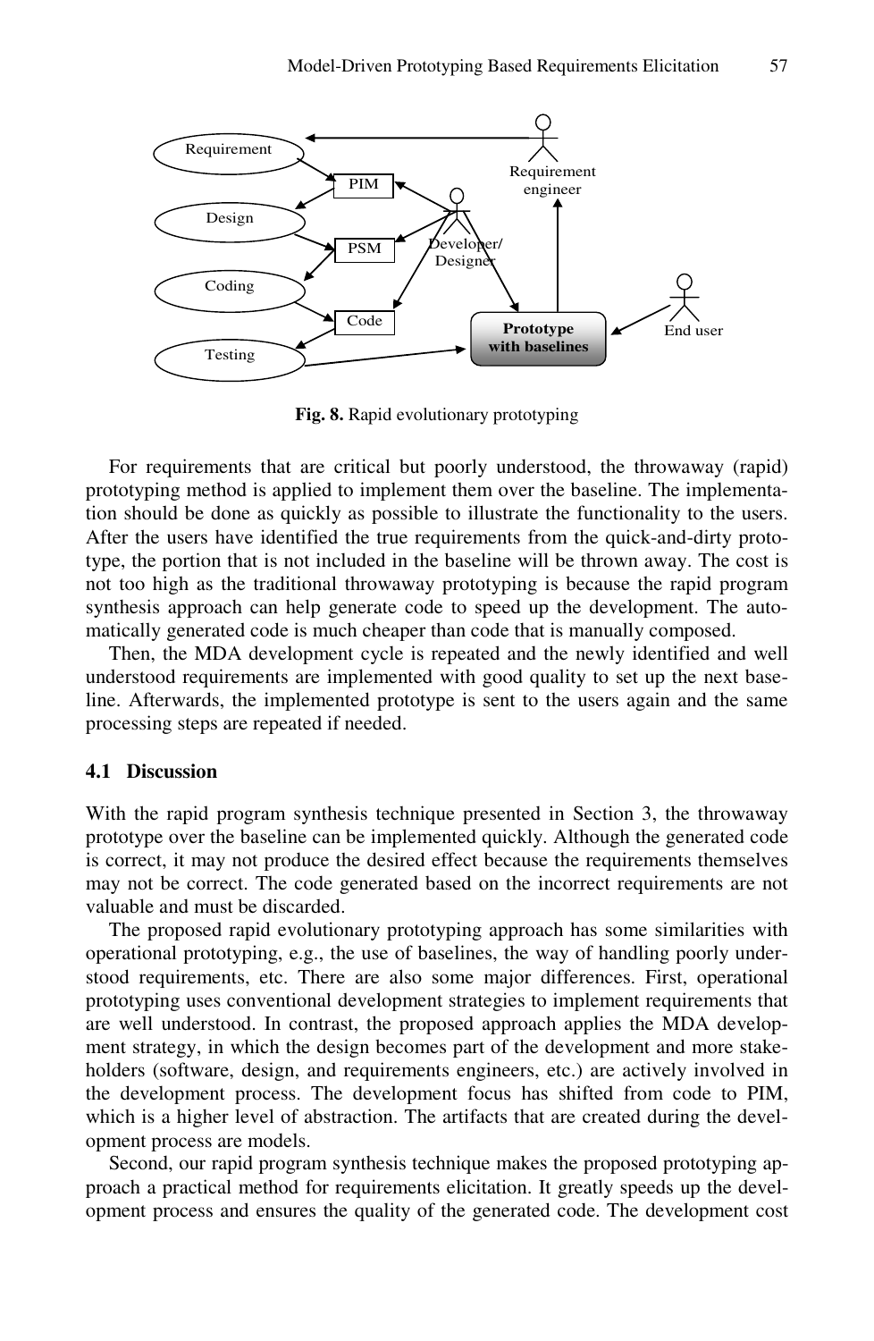Requirement

PIM

Requirement engineer

Design

PSM

Developer/ Designer

Coding

Code

Prototype with baselines

End user

Testing

**Fig. 8.** Rapid evolutionary prototyping

For requirements that are critical but poorly understood, the throwaway (rapid) prototyping method is applied to implement them over the baseline. The implementation should be done as quickly as possible to illustrate the functionality to the users. After the users have identified the true requirements from the quick-and-dirty prototype, the portion that is not included in the baseline will be thrown away. The cost is not too high as the traditional throwaway prototyping is because the rapid program synthesis approach can help generate code to speed up the development. The automatically generated code is much cheaper than code that is manually composed.

Then, the MDA development cycle is repeated and the newly identified and well understood requirements are implemented with good quality to set up the next baseline. Afterwards, the implemented prototype is sent to the users again and the same processing steps are repeated if needed.

### 4.1 Discussion

With the rapid program synthesis technique presented in Section 3, the throwaway prototype over the baseline can be implemented quickly. Although the generated code is correct, it may not produce the desired effect because the requirements themselves may not be correct. The code generated based on the incorrect requirements are not valuable and must be discarded.

The proposed rapid evolutionary prototyping approach has some similarities with operational prototyping, e.g., the use of baselines, the way of handling poorly understood requirements, etc. There are also some major differences. First, operational prototyping uses conventional development strategies to implement requirements that are well understood. In contrast, the proposed approach applies the MDA development strategy, in which the design becomes part of the development and more stakeholders (software, design, and requirements engineers, etc.) are actively involved in the development process. The development focus has shifted from code to PIM, which is a higher level of abstraction. The artifacts that are created during the development process are models.

Second, our rapid program synthesis technique makes the proposed prototyping approach a practical method for requirements elicitation. It greatly speeds up the development process and ensures the quality of the generated code. The development cost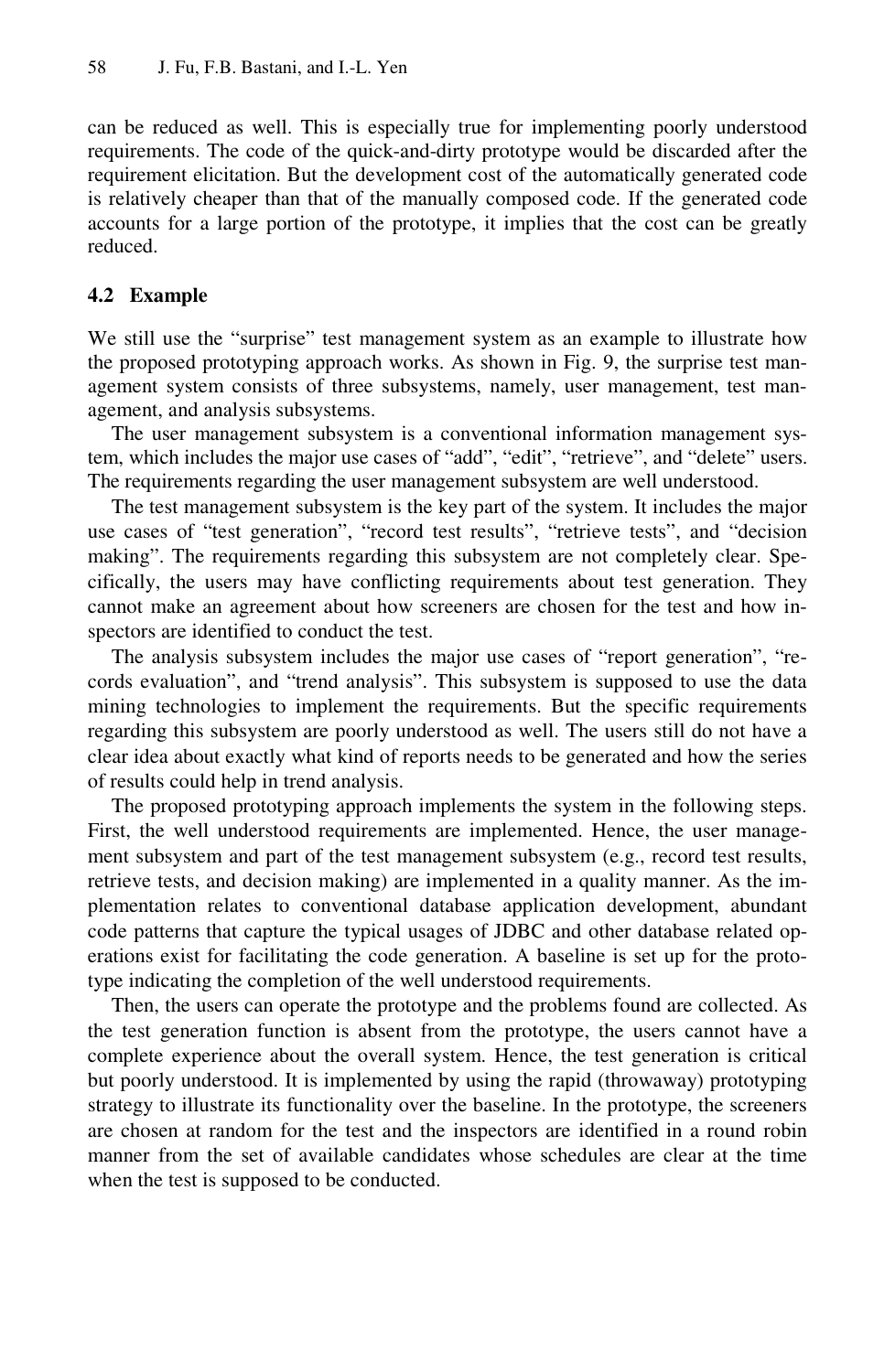can be reduced as well. This is especially true for implementing poorly understood requirements. The code of the quick-and-dirty prototype would be discarded after the requirement elicitation. But the development cost of the automatically generated code is relatively cheaper than that of the manually composed code. If the generated code accounts for a large portion of the prototype, it implies that the cost can be greatly reduced.

### 4.2 Example

We still use the "surprise" test management system as an example to illustrate how the proposed prototyping approach works. As shown in Fig. 9, the surprise test management system consists of three subsystems, namely, user management, test management, and analysis subsystems.

The user management subsystem is a conventional information management system, which includes the major use cases of "add", "edit", "retrieve", and "delete" users. The requirements regarding the user management subsystem are well understood.

The test management subsystem is the key part of the system. It includes the major use cases of "test generation", "record test results", "retrieve tests", and "decision making". The requirements regarding this subsystem are not completely clear. Specifically, the users may have conflicting requirements about test generation. They cannot make an agreement about how screeners are chosen for the test and how inspectors are identified to conduct the test.

The analysis subsystem includes the major use cases of "report generation", "records evaluation", and "trend analysis". This subsystem is supposed to use the data mining technologies to implement the requirements. But the specific requirements regarding this subsystem are poorly understood as well. The users still do not have a clear idea about exactly what kind of reports needs to be generated and how the series of results could help in trend analysis.

The proposed prototyping approach implements the system in the following steps. First, the well understood requirements are implemented. Hence, the user management subsystem and part of the test management subsystem (e.g., record test results, retrieve tests, and decision making) are implemented in a quality manner. As the implementation relates to conventional database application development, abundant code patterns that capture the typical usages of JDBC and other database related operations exist for facilitating the code generation. A baseline is set up for the prototype indicating the completion of the well understood requirements.

Then, the users can operate the prototype and the problems found are collected. As the test generation function is absent from the prototype, the users cannot have a complete experience about the overall system. Hence, the test generation is critical but poorly understood. It is implemented by using the rapid (throwaway) prototyping strategy to illustrate its functionality over the baseline. In the prototype, the screeners are chosen at random for the test and the inspectors are identified in a round robin manner from the set of available candidates whose schedules are clear at the time when the test is supposed to be conducted.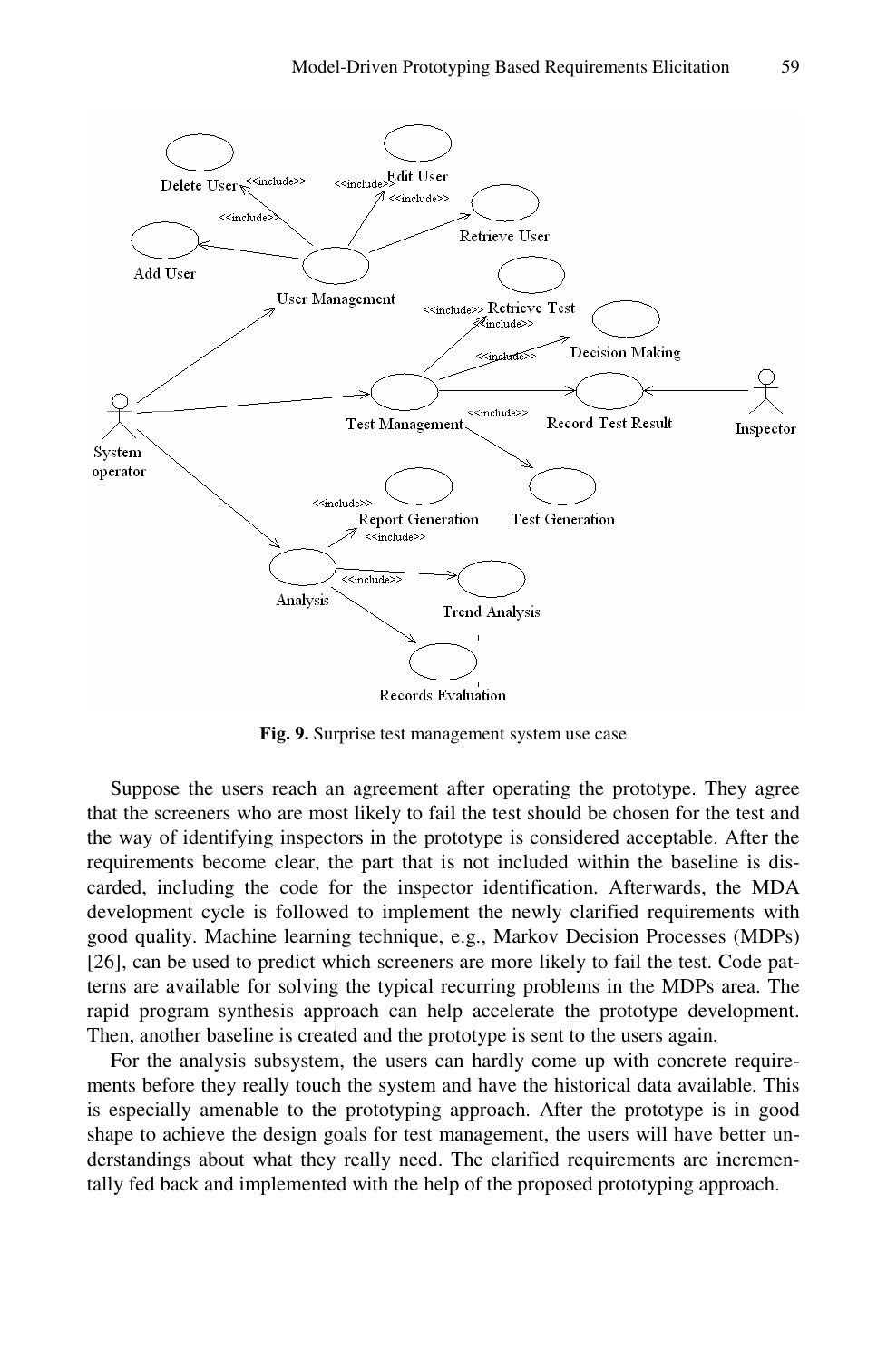Fig. 9. Surprise test management system use case

Suppose the users reach an agreement after operating the prototype. They agree that the screeners who are most likely to fail the test should be chosen for the test and the way of identifying inspectors in the prototype is considered acceptable. After the requirements become clear, the part that is not included within the baseline is discarded, including the code for the inspector identification. Afterwards, the MDA development cycle is followed to implement the newly clarified requirements with good quality. Machine learning technique, e.g., Markov Decision Processes (MDPs) [26], can be used to predict which screeners are more likely to fail the test. Code patterns are available for solving the typical recurring problems in the MDPs area. The rapid program synthesis approach can help accelerate the prototype development. Then, another baseline is created and the prototype is sent to the users again.

For the analysis subsystem, the users can hardly come up with concrete requirements before they really touch the system and have the historical data available. This is especially amenable to the prototyping approach. After the prototype is in good shape to achieve the design goals for test management, the users will have better understandings about what they really need. The clarified requirements are incrementally fed back and implemented with the help of the proposed prototyping approach.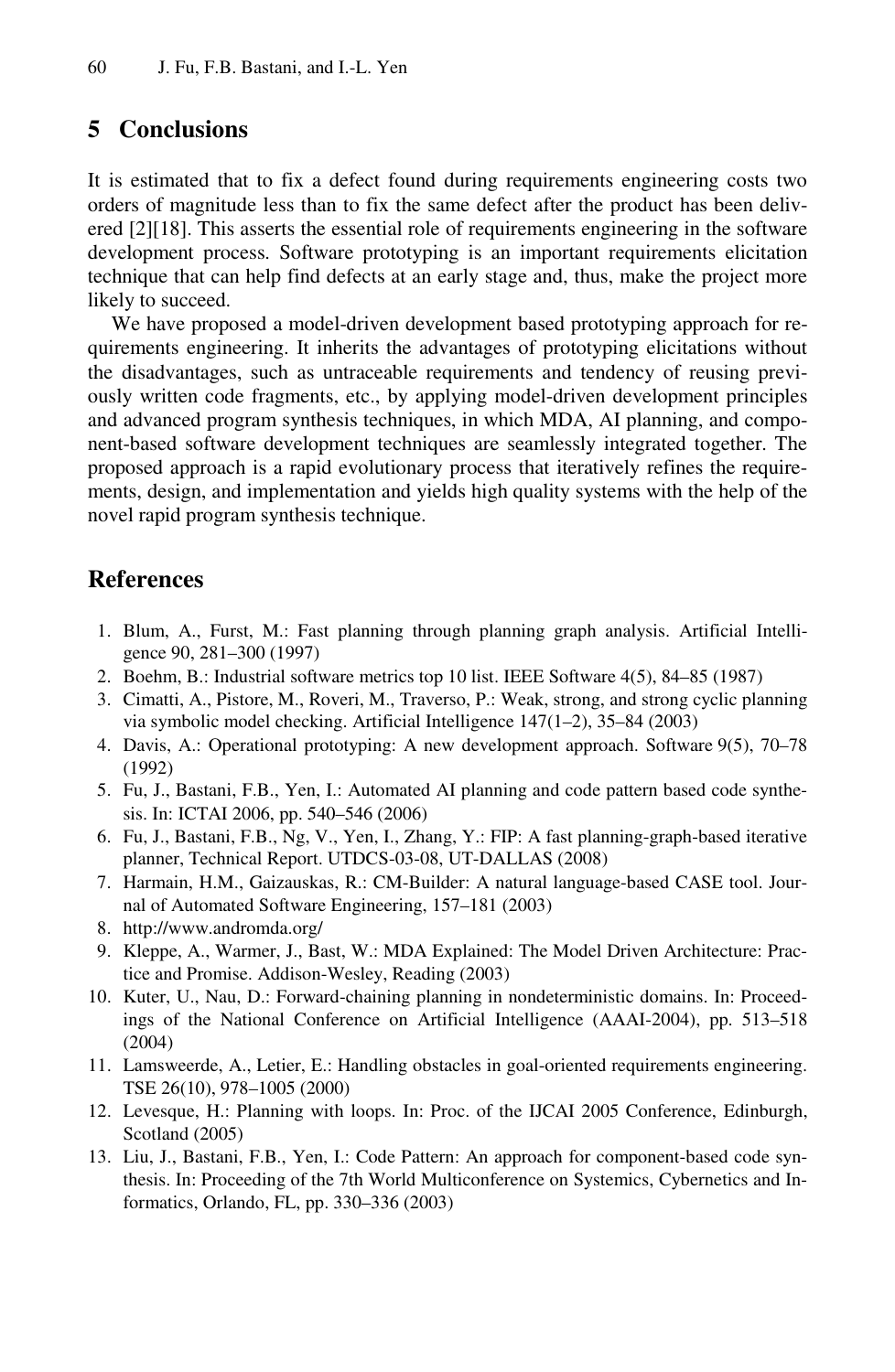## 5 Conclusions

It is estimated that to fix a defect found during requirements engineering costs two orders of magnitude less than to fix the same defect after the product has been delivered [2][18]. This asserts the essential role of requirements engineering in the software development process. Software prototyping is an important requirements elicitation technique that can help find defects at an early stage and, thus, make the project more likely to succeed.

We have proposed a model-driven development based prototyping approach for requirements engineering. It inherits the advantages of prototyping elicitations without the disadvantages, such as untraceable requirements and tendency of reusing previously written code fragments, etc., by applying model-driven development principles and advanced program synthesis techniques, in which MDA, AI planning, and component-based software development techniques are seamlessly integrated together. The proposed approach is a rapid evolutionary process that iteratively refines the requirements, design, and implementation and yields high quality systems with the help of the novel rapid program synthesis technique.

## References

1. Blum, A., Furst, M.: Fast planning through planning graph analysis. Artificial Intelligence 90, 281–300 (1997)
2. Boehm, B.: Industrial software metrics top 10 list. IEEE Software 4(5), 84–85 (1987)
3. Cimatti, A., Pistore, M., Roveri, M., Traverso, P.: Weak, strong, and strong cyclic planning via symbolic model checking. Artificial Intelligence 147(1–2), 35–84 (2003)
4. Davis, A.: Operational prototyping: A new development approach. Software 9(5), 70–78 (1992)
5. Fu, J., Bastani, F.B., Yen, I.: Automated AI planning and code pattern based code synthesis. In: ICTAI 2006, pp. 540–546 (2006)
6. Fu, J., Bastani, F.B., Ng, V., Yen, I., Zhang, Y.: FIP: A fast planning-graph-based iterative planner, Technical Report. UTDCS-03-08, UT-DALLAS (2008)
7. Harmain, H.M., Gaizauskas, R.: CM-Builder: A natural language-based CASE tool. Journal of Automated Software Engineering, 157–181 (2003)
8. http://www.andromda.org/
9. Kleppe, A., Warmer, J., Bast, W.: MDA Explained: The Model Driven Architecture: Practice and Promise. Addison-Wesley, Reading (2003)
10. Kuter, U., Nau, D.: Forward-chaining planning in nondeterministic domains. In: Proceedings of the National Conference on Artificial Intelligence (AAAI-2004), pp. 513–518 (2004)
11. Lamsweerde, A., Letier, E.: Handling obstacles in goal-oriented requirements engineering. TSE 26(10), 978–1005 (2000)
12. Levesque, H.: Planning with loops. In: Proc. of the IJCAI 2005 Conference, Edinburgh, Scotland (2005)
13. Liu, J., Bastani, F.B., Yen, I.: Code Pattern: An approach for component-based code synthesis. In: Proceeding of the 7th World Multiconference on Systemics, Cybernetics and Informatics, Orlando, FL, pp. 330–336 (2003)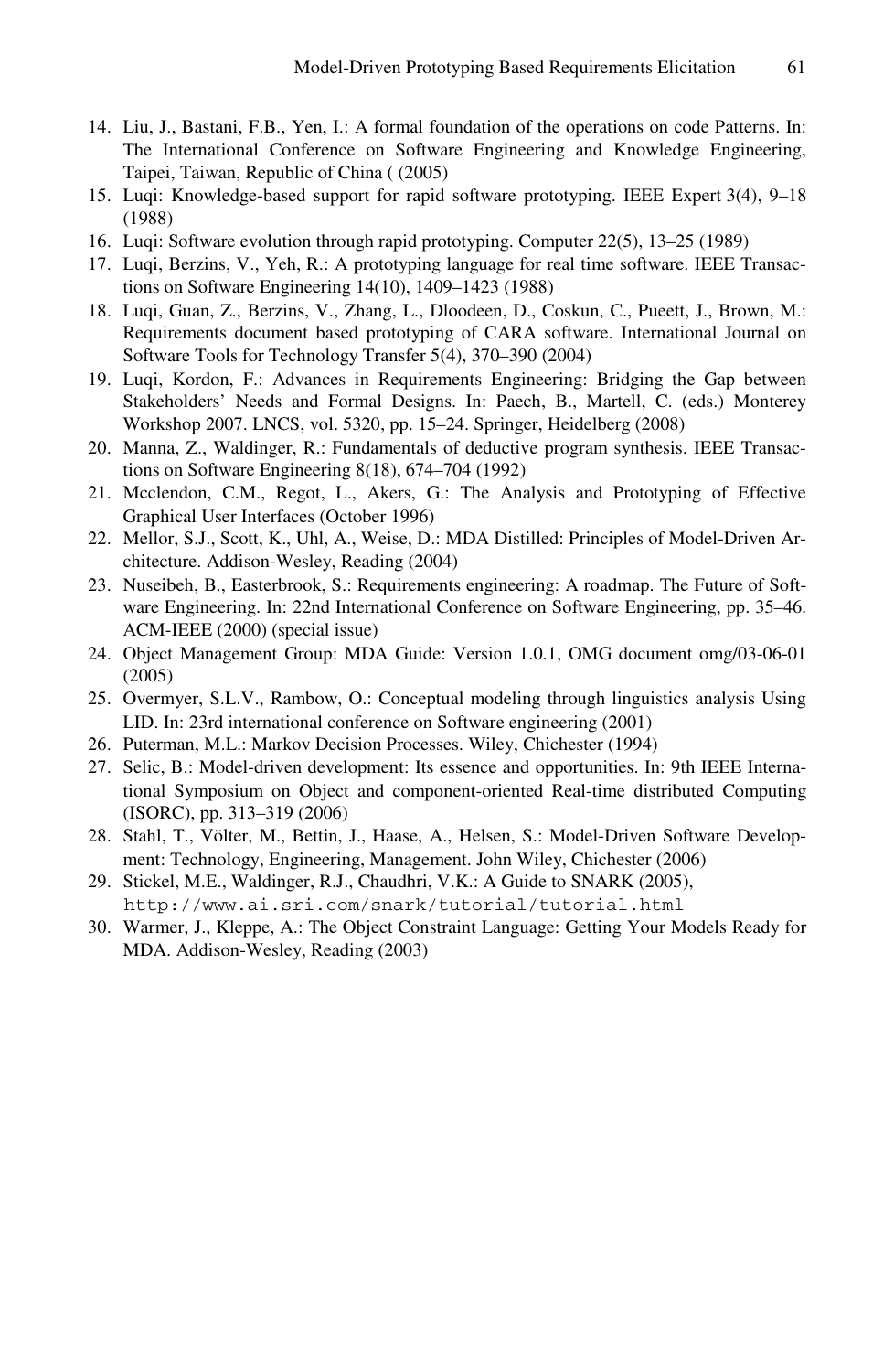14. Liu, J., Bastani, F.B., Yen, I.: A formal foundation of the operations on code Patterns. In: The International Conference on Software Engineering and Knowledge Engineering, Taipei, Taiwan, Republic of China ( (2005)
15. Luqi: Knowledge-based support for rapid software prototyping. IEEE Expert 3(4), 9–18 (1988)
16. Luqi: Software evolution through rapid prototyping. Computer 22(5), 13–25 (1989)
17. Luqi, Berzins, V., Yeh, R.: A prototyping language for real time software. IEEE Transactions on Software Engineering 14(10), 1409–1423 (1988)
18. Luqi, Guan, Z., Berzins, V., Zhang, L., Dloodeen, D., Coskun, C., Pueett, J., Brown, M.: Requirements document based prototyping of CARA software. International Journal on Software Tools for Technology Transfer 5(4), 370–390 (2004)
19. Luqi, Kordon, F.: Advances in Requirements Engineering: Bridging the Gap between Stakeholders' Needs and Formal Designs. In: Paech, B., Martell, C. (eds.) Monterey Workshop 2007. LNCS, vol. 5320, pp. 15–24. Springer, Heidelberg (2008)
20. Manna, Z., Waldinger, R.: Fundamentals of deductive program synthesis. IEEE Transactions on Software Engineering 8(18), 674–704 (1992)
21. Mcclendon, C.M., Regot, L., Akers, G.: The Analysis and Prototyping of Effective Graphical User Interfaces (October 1996)
22. Mellor, S.J., Scott, K., Uhl, A., Weise, D.: MDA Distilled: Principles of Model-Driven Architecture. Addison-Wesley, Reading (2004)
23. Nuseibeh, B., Easterbrook, S.: Requirements engineering: A roadmap. The Future of Software Engineering. In: 22nd International Conference on Software Engineering, pp. 35–46. ACM-IEEE (2000) (special issue)
24. Object Management Group: MDA Guide: Version 1.0.1, OMG document omg/03-06-01 (2005)
25. Overmyer, S.L.V., Rambow, O.: Conceptual modeling through linguistics analysis Using LID. In: 23rd international conference on Software engineering (2001)
26. Puterman, M.L.: Markov Decision Processes. Wiley, Chichester (1994)
27. Selic, B.: Model-driven development: Its essence and opportunities. In: 9th IEEE International Symposium on Object and component-oriented Real-time distributed Computing (ISORC), pp. 313–319 (2006)
28. Stahl, T., Völter, M., Bettin, J., Haase, A., Helsen, S.: Model-Driven Software Development: Technology, Engineering, Management. John Wiley, Chichester (2006)
29. Stickel, M.E., Waldinger, R.J., Chaudhri, V.K.: A Guide to SNARK (2005), http://www.ai.sri.com/snark/tutorial/tutorial.html
30. Warmer, J., Kleppe, A.: The Object Constraint Language: Getting Your Models Ready for MDA. Addison-Wesley, Reading (2003)